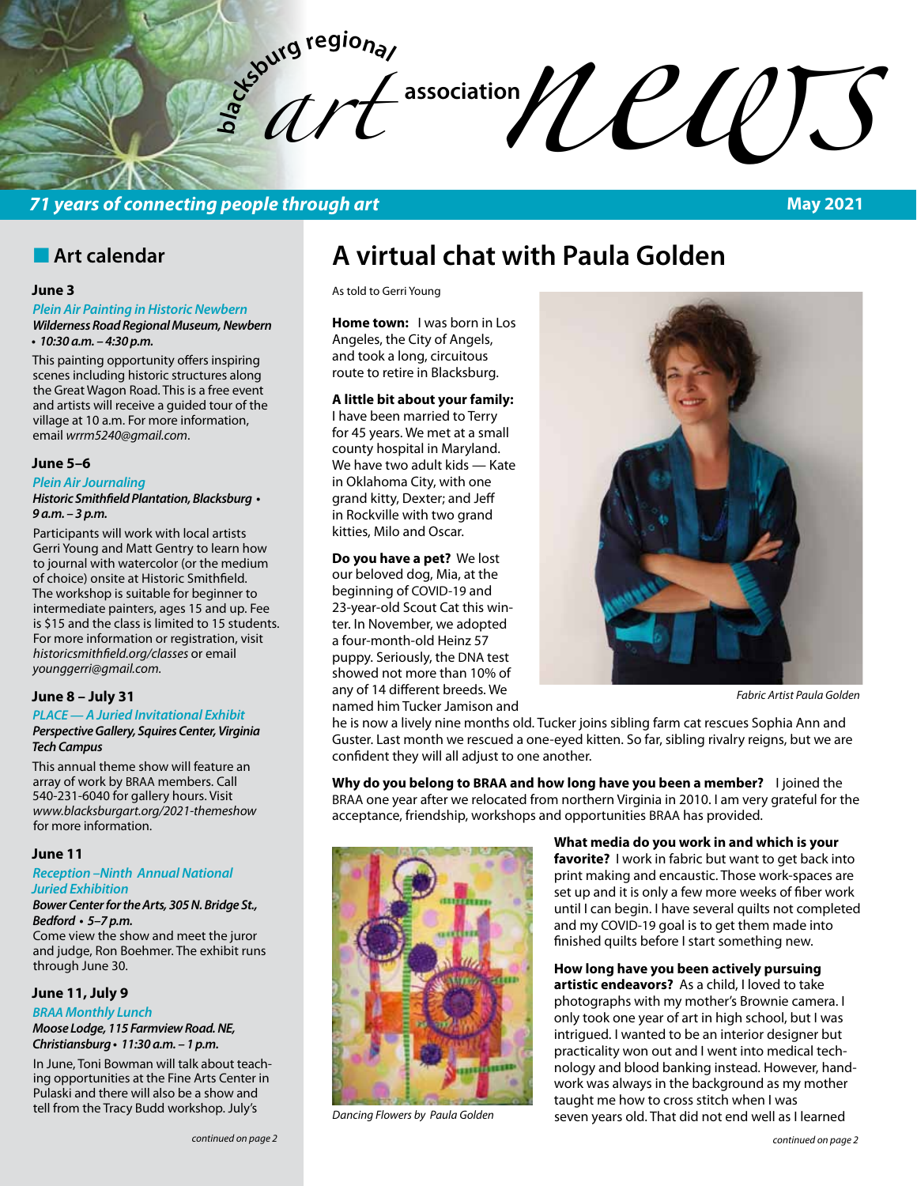# blacksburg regional art association news

*71 years of connecting people through art* **May 2021**

## Art calendar

### June 3

*Plein Air Painting in Historic Newbern*
***Wilderness Road Regional Museum, Newbern • 10:30 a.m. – 4:30 p.m.***

This painting opportunity offers inspiring scenes including historic structures along the Great Wagon Road. This is a free event and artists will receive a guided tour of the village at 10 a.m. For more information, email *wrrm5240@gmail.com*.

### June 5–6

*Plein Air Journaling*
***Historic Smithfield Plantation, Blacksburg • 9 a.m. – 3 p.m.***

Participants will work with local artists Gerri Young and Matt Gentry to learn how to journal with watercolor (or the medium of choice) onsite at Historic Smithfield. The workshop is suitable for beginner to intermediate painters, ages 15 and up. Fee is $15 and the class is limited to 15 students. For more information or registration, visit *historicsmithfield.org/classes* or email *younggerri@gmail.com*.

### June 8 – July 31

*PLACE — A Juried Invitational Exhibit*
***Perspective Gallery, Squires Center, Virginia Tech Campus***

This annual theme show will feature an array of work by BRAA members. Call 540-231-6040 for gallery hours. Visit *www.blacksburgart.org/2021-themeshow* for more information.

### June 11

*Reception –Ninth Annual National Juried Exhibition*
***Bower Center for the Arts, 305 N. Bridge St., Bedford • 5–7 p.m.***

Come view the show and meet the juror and judge, Ron Boehmer. The exhibit runs through June 30.

### June 11, July 9

*BRAA Monthly Lunch*
***Moose Lodge, 115 Farmview Road. NE, Christiansburg • 11:30 a.m. – 1 p.m.***

In June, Toni Bowman will talk about teaching opportunities at the Fine Arts Center in Pulaski and there will also be a show and tell from the Tracy Budd workshop. July's

*continued on page 2*

# A virtual chat with Paula Golden

As told to Gerri Young

**Home town:** I was born in Los Angeles, the City of Angels, and took a long, circuitous route to retire in Blacksburg.

**A little bit about your family:** I have been married to Terry for 45 years. We met at a small county hospital in Maryland. We have two adult kids — Kate in Oklahoma City, with one grand kitty, Dexter; and Jeff in Rockville with two grand kitties, Milo and Oscar.

*Fabric Artist Paula Golden*

**Do you have a pet?** We lost our beloved dog, Mia, at the beginning of COVID-19 and 23-year-old Scout Cat this winter. In November, we adopted a four-month-old Heinz 57 puppy. Seriously, the DNA test showed not more than 10% of any of 14 different breeds. We named him Tucker Jamison and he is now a lively nine months old. Tucker joins sibling farm cat rescues Sophia Ann and Guster. Last month we rescued a one-eyed kitten. So far, sibling rivalry reigns, but we are confident they will all adjust to one another.

**Why do you belong to BRAA and how long have you been a member?** I joined the BRAA one year after we relocated from northern Virginia in 2010. I am very grateful for the acceptance, friendship, workshops and opportunities BRAA has provided.

*Dancing Flowers by Paula Golden*

**What media do you work in and which is your favorite?** I work in fabric but want to get back into print making and encaustic. Those work-spaces are set up and it is only a few more weeks of fiber work until I can begin. I have several quilts not completed and my COVID-19 goal is to get them made into finished quilts before I start something new.

**How long have you been actively pursuing artistic endeavors?** As a child, I loved to take photographs with my mother's Brownie camera. I only took one year of art in high school, but I was intrigued. I wanted to be an interior designer but practicality won out and I went into medical technology and blood banking instead. However, handwork was always in the background as my mother taught me how to cross stitch when I was seven years old. That did not end well as I learned

*continued on page 2*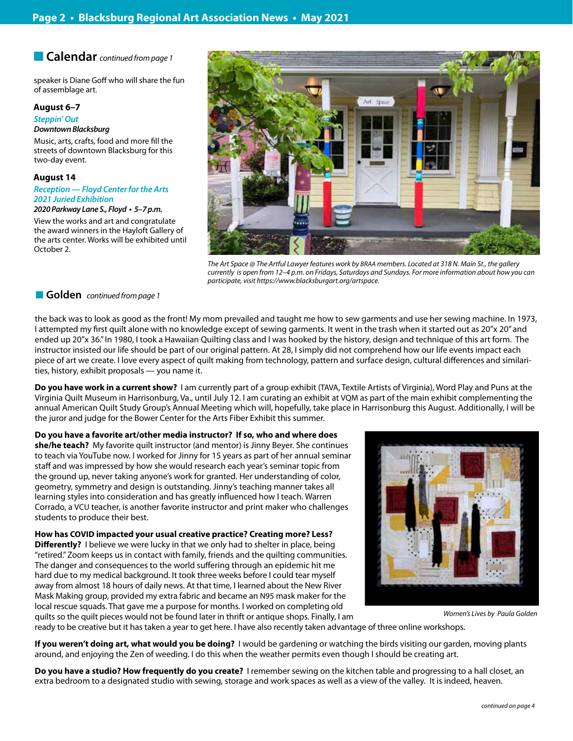## Calendar *continued from page 1*

speaker is Diane Goff who will share the fun of assemblage art.

**August 6–7**

*Steppin' Out*

***Downtown Blacksburg***

Music, arts, crafts, food and more fill the streets of downtown Blacksburg for this two-day event.

**August 14**

*Reception — Floyd Center for the Arts 2021 Juried Exhibition*

***2020 Parkway Lane S., Floyd • 5–7 p.m.***

View the works and art and congratulate the award winners in the Hayloft Gallery of the arts center. Works will be exhibited until October 2.

*The Art Space @ The Artful Lawyer features work by BRAA members. Located at 318 N. Main St., the gallery currently is open from 12–4 p.m. on Fridays, Saturdays and Sundays. For more information about how you can participate, visit https://www.blacksburgart.org/artspace.*

## Golden *continued from page 1*

the back was to look as good as the front! My mom prevailed and taught me how to sew garments and use her sewing machine. In 1973, I attempted my first quilt alone with no knowledge except of sewing garments. It went in the trash when it started out as 20"x 20" and ended up 20"x 36." In 1980, I took a Hawaiian Quilting class and I was hooked by the history, design and technique of this art form. The instructor insisted our life should be part of our original pattern. At 28, I simply did not comprehend how our life events impact each piece of art we create. I love every aspect of quilt making from technology, pattern and surface design, cultural differences and similarities, history, exhibit proposals — you name it.

**Do you have work in a current show?** I am currently part of a group exhibit (TAVA, Textile Artists of Virginia), Word Play and Puns at the Virginia Quilt Museum in Harrisonburg, Va., until July 12. I am curating an exhibit at VQM as part of the main exhibit complementing the annual American Quilt Study Group's Annual Meeting which will, hopefully, take place in Harrisonburg this August. Additionally, I will be the juror and judge for the Bower Center for the Arts Fiber Exhibit this summer.

**Do you have a favorite art/other media instructor? If so, who and where does she/he teach?** My favorite quilt instructor (and mentor) is Jinny Beyer. She continues to teach via YouTube now. I worked for Jinny for 15 years as part of her annual seminar staff and was impressed by how she would research each year's seminar topic from the ground up, never taking anyone's work for granted. Her understanding of color, geometry, symmetry and design is outstanding. Jinny's teaching manner takes all learning styles into consideration and has greatly influenced how I teach. Warren Corrado, a VCU teacher, is another favorite instructor and print maker who challenges students to produce their best.

*Women's Lives by Paula Golden*

**How has COVID impacted your usual creative practice? Creating more? Less? Differently?** I believe we were lucky in that we only had to shelter in place, being "retired." Zoom keeps us in contact with family, friends and the quilting communities. The danger and consequences to the world suffering through an epidemic hit me hard due to my medical background. It took three weeks before I could tear myself away from almost 18 hours of daily news. At that time, I learned about the New River Mask Making group, provided my extra fabric and became an N95 mask maker for the local rescue squads. That gave me a purpose for months. I worked on completing old quilts so the quilt pieces would not be found later in thrift or antique shops. Finally, I am ready to be creative but it has taken a year to get here. I have also recently taken advantage of three online workshops.

**If you weren't doing art, what would you be doing?** I would be gardening or watching the birds visiting our garden, moving plants around, and enjoying the Zen of weeding. I do this when the weather permits even though I should be creating art.

**Do you have a studio? How frequently do you create?** I remember sewing on the kitchen table and progressing to a hall closet, an extra bedroom to a designated studio with sewing, storage and work spaces as well as a view of the valley. It is indeed, heaven.

*continued on page 4*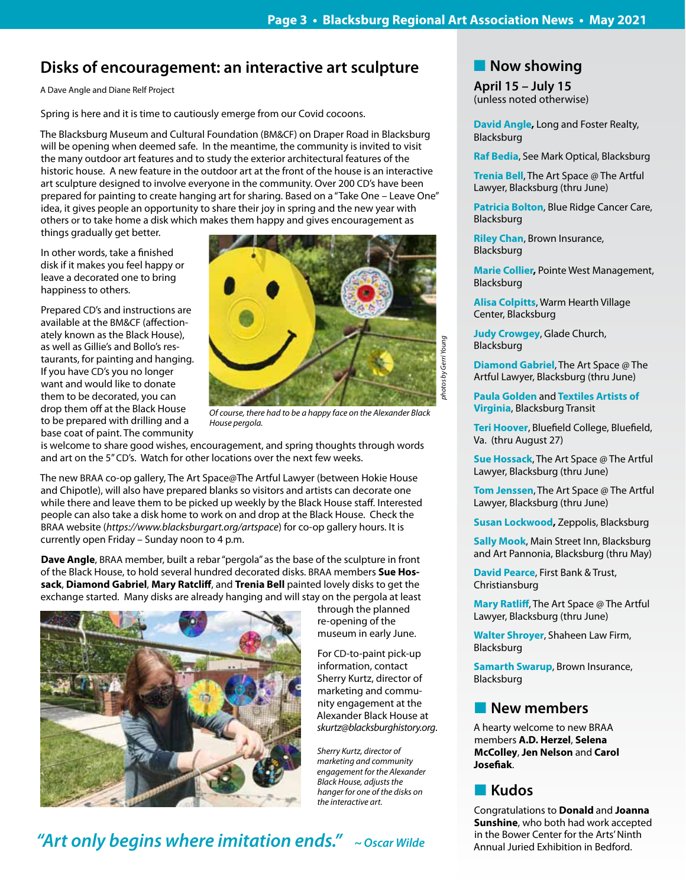## Disks of encouragement: an interactive art sculpture

A Dave Angle and Diane Relf Project

Spring is here and it is time to cautiously emerge from our Covid cocoons.

The Blacksburg Museum and Cultural Foundation (BM&CF) on Draper Road in Blacksburg will be opening when deemed safe. In the meantime, the community is invited to visit the many outdoor art features and to study the exterior architectural features of the historic house. A new feature in the outdoor art at the front of the house is an interactive art sculpture designed to involve everyone in the community. Over 200 CD's have been prepared for painting to create hanging art for sharing. Based on a "Take One – Leave One" idea, it gives people an opportunity to share their joy in spring and the new year with others or to take home a disk which makes them happy and gives encouragement as things gradually get better.

In other words, take a finished disk if it makes you feel happy or leave a decorated one to bring happiness to others.

Prepared CD's and instructions are available at the BM&CF (affectionately known as the Black House), as well as Gillie's and Bollo's restaurants, for painting and hanging. If you have CD's you no longer want and would like to donate them to be decorated, you can drop them off at the Black House to be prepared with drilling and a base coat of paint. The community is welcome to share good wishes, encouragement, and spring thoughts through words and art on the 5" CD's. Watch for other locations over the next few weeks.

*Of course, there had to be a happy face on the Alexander Black House pergola.*

*photos by Gerri Young*

The new BRAA co-op gallery, The Art Space@The Artful Lawyer (between Hokie House and Chipotle), will also have prepared blanks so visitors and artists can decorate one while there and leave them to be picked up weekly by the Black House staff. Interested people can also take a disk home to work on and drop at the Black House. Check the BRAA website (*https://www.blacksburgart.org/artspace*) for co-op gallery hours. It is currently open Friday – Sunday noon to 4 p.m.

**Dave Angle**, BRAA member, built a rebar "pergola" as the base of the sculpture in front of the Black House, to hold several hundred decorated disks. BRAA members **Sue Hossack**, **Diamond Gabriel**, **Mary Ratcliff**, and **Trenia Bell** painted lovely disks to get the exchange started. Many disks are already hanging and will stay on the pergola at least through the planned re-opening of the museum in early June.

For CD-to-paint pick-up information, contact Sherry Kurtz, director of marketing and community engagement at the Alexander Black House at *skurtz@blacksburghistory.org*.

*Sherry Kurtz, director of marketing and community engagement for the Alexander Black House, adjusts the hanger for one of the disks on the interactive art.*

***"Art only begins where imitation ends."*** *~ Oscar Wilde*

## Now showing

**April 15 – July 15**
(unless noted otherwise)

**David Angle**, Long and Foster Realty, Blacksburg

**Raf Bedia**, See Mark Optical, Blacksburg

**Trenia Bell**, The Art Space @ The Artful Lawyer, Blacksburg (thru June)

**Patricia Bolton**, Blue Ridge Cancer Care, Blacksburg

**Riley Chan**, Brown Insurance, Blacksburg

**Marie Collier**, Pointe West Management, Blacksburg

**Alisa Colpitts**, Warm Hearth Village Center, Blacksburg

**Judy Crowgey**, Glade Church, Blacksburg

**Diamond Gabriel**, The Art Space @ The Artful Lawyer, Blacksburg (thru June)

**Paula Golden** and **Textiles Artists of Virginia**, Blacksburg Transit

**Teri Hoover**, Bluefield College, Bluefield, Va. (thru August 27)

**Sue Hossack**, The Art Space @ The Artful Lawyer, Blacksburg (thru June)

**Tom Jenssen**, The Art Space @ The Artful Lawyer, Blacksburg (thru June)

**Susan Lockwood**, Zeppolis, Blacksburg

**Sally Mook**, Main Street Inn, Blacksburg and Art Pannonia, Blacksburg (thru May)

**David Pearce**, First Bank & Trust, Christiansburg

**Mary Ratliff**, The Art Space @ The Artful Lawyer, Blacksburg (thru June)

**Walter Shroyer**, Shaheen Law Firm, Blacksburg

**Samarth Swarup**, Brown Insurance, Blacksburg

## New members

A hearty welcome to new BRAA members **A.D. Herzel**, **Selena McColley**, **Jen Nelson** and **Carol Josefiak**.

## Kudos

Congratulations to **Donald** and **Joanna Sunshine**, who both had work accepted in the Bower Center for the Arts' Ninth Annual Juried Exhibition in Bedford.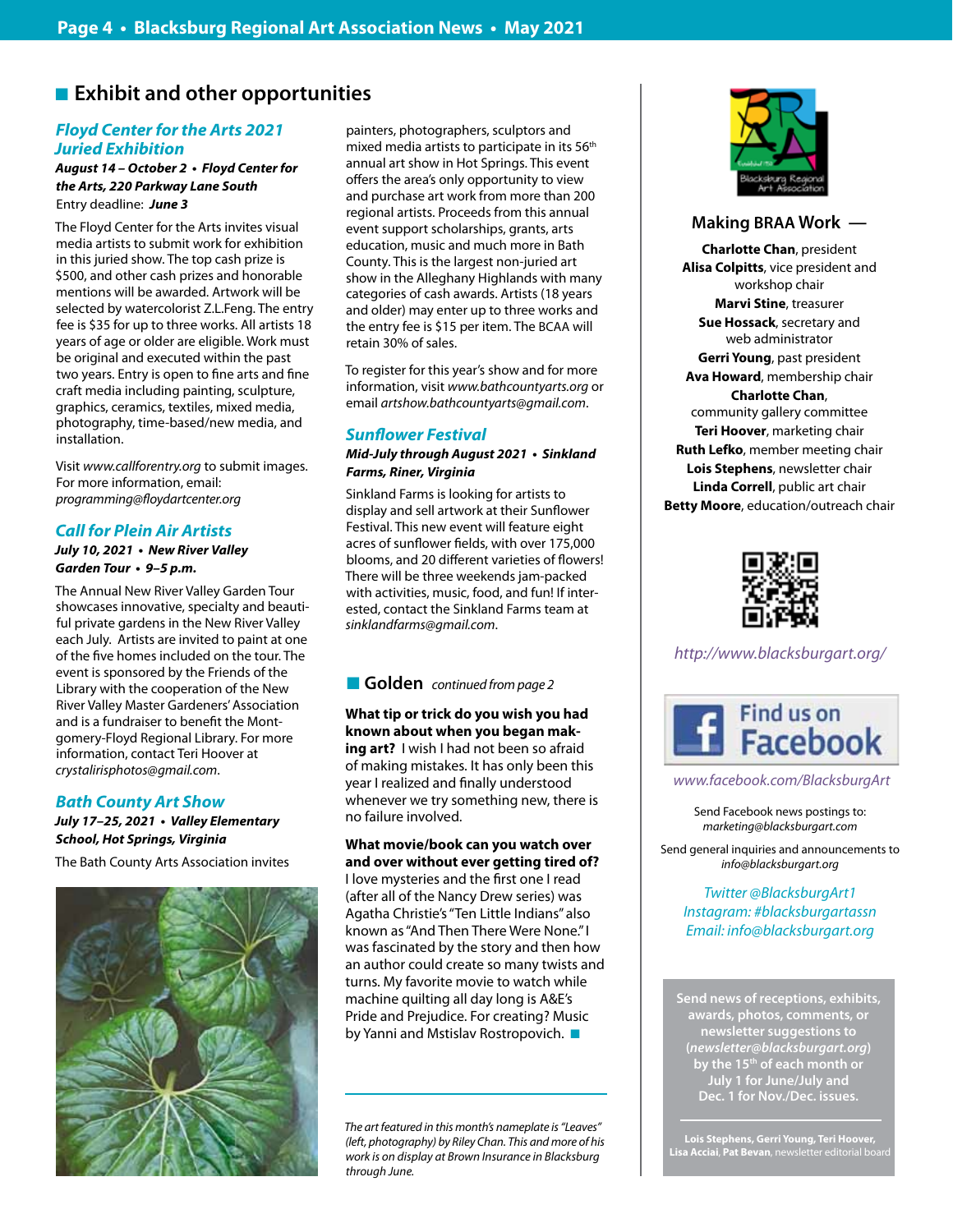## Exhibit and other opportunities

### Floyd Center for the Arts 2021 Juried Exhibition

***August 14 – October 2 • Floyd Center for the Arts, 220 Parkway Lane South***

Entry deadline: ***June 3***

The Floyd Center for the Arts invites visual media artists to submit work for exhibition in this juried show. The top cash prize is $500, and other cash prizes and honorable mentions will be awarded. Artwork will be selected by watercolorist Z.L.Feng. The entry fee is $35 for up to three works. All artists 18 years of age or older are eligible. Work must be original and executed within the past two years. Entry is open to fine arts and fine craft media including painting, sculpture, graphics, ceramics, textiles, mixed media, photography, time-based/new media, and installation.

Visit *www.callforentry.org* to submit images. For more information, email: *programming@floydartcenter.org*

### Call for Plein Air Artists

***July 10, 2021 • New River Valley Garden Tour • 9–5 p.m.***

The Annual New River Valley Garden Tour showcases innovative, specialty and beautiful private gardens in the New River Valley each July. Artists are invited to paint at one of the five homes included on the tour. The event is sponsored by the Friends of the Library with the cooperation of the New River Valley Master Gardeners' Association and is a fundraiser to benefit the Montgomery-Floyd Regional Library. For more information, contact Teri Hoover at *crystalirisphotos@gmail.com*.

### Bath County Art Show

***July 17–25, 2021 • Valley Elementary School, Hot Springs, Virginia***

The Bath County Arts Association invites painters, photographers, sculptors and mixed media artists to participate in its 56th annual art show in Hot Springs. This event offers the area's only opportunity to view and purchase art work from more than 200 regional artists. Proceeds from this annual event support scholarships, grants, arts education, music and much more in Bath County. This is the largest non-juried art show in the Alleghany Highlands with many categories of cash awards. Artists (18 years and older) may enter up to three works and the entry fee is $15 per item. The BCAA will retain 30% of sales.

To register for this year's show and for more information, visit *www.bathcountyarts.org* or email *artshow.bathcountyarts@gmail.com*.

### Sunflower Festival

***Mid-July through August 2021 • Sinkland Farms, Riner, Virginia***

Sinkland Farms is looking for artists to display and sell artwork at their Sunflower Festival. This new event will feature eight acres of sunflower fields, with over 175,000 blooms, and 20 different varieties of flowers! There will be three weekends jam-packed with activities, music, food, and fun! If interested, contact the Sinkland Farms team at *sinklandfarms@gmail.com*.

## Golden *continued from page 2*

**What tip or trick do you wish you had known about when you began making art?** I wish I had not been so afraid of making mistakes. It has only been this year I realized and finally understood whenever we try something new, there is no failure involved.

**What movie/book can you watch over and over without ever getting tired of?** I love mysteries and the first one I read (after all of the Nancy Drew series) was Agatha Christie's "Ten Little Indians" also known as "And Then There Were None." I was fascinated by the story and then how an author could create so many twists and turns. My favorite movie to watch while machine quilting all day long is A&E's Pride and Prejudice. For creating? Music by Yanni and Mstislav Rostropovich.

*The art featured in this month's nameplate is "Leaves" (left, photography) by Riley Chan. This and more of his work is on display at Brown Insurance in Blacksburg through June.*

### Making BRAA Work —

**Charlotte Chan**, president
**Alisa Colpitts**, vice president and workshop chair
**Marvi Stine**, treasurer
**Sue Hossack**, secretary and web administrator
**Gerri Young**, past president
**Ava Howard**, membership chair
**Charlotte Chan**, community gallery committee
**Teri Hoover**, marketing chair
**Ruth Lefko**, member meeting chair
**Lois Stephens**, newsletter chair
**Linda Correll**, public art chair
**Betty Moore**, education/outreach chair

*http://www.blacksburgart.org/*

Find us on Facebook

*www.facebook.com/BlacksburgArt*

Send Facebook news postings to: *marketing@blacksburgart.com*

Send general inquiries and announcements to *info@blacksburgart.org*

*Twitter @BlacksburgArt1*
*Instagram: #blacksburgartassn*
*Email: info@blacksburgart.org*

**Send news of receptions, exhibits, awards, photos, comments, or newsletter suggestions to (*newsletter@blacksburgart.org*) by the 15th of each month or July 1 for June/July and Dec. 1 for Nov./Dec. issues.**

**Lois Stephens, Gerri Young, Teri Hoover, Lisa Acciai, Pat Bevan**, newsletter editorial board